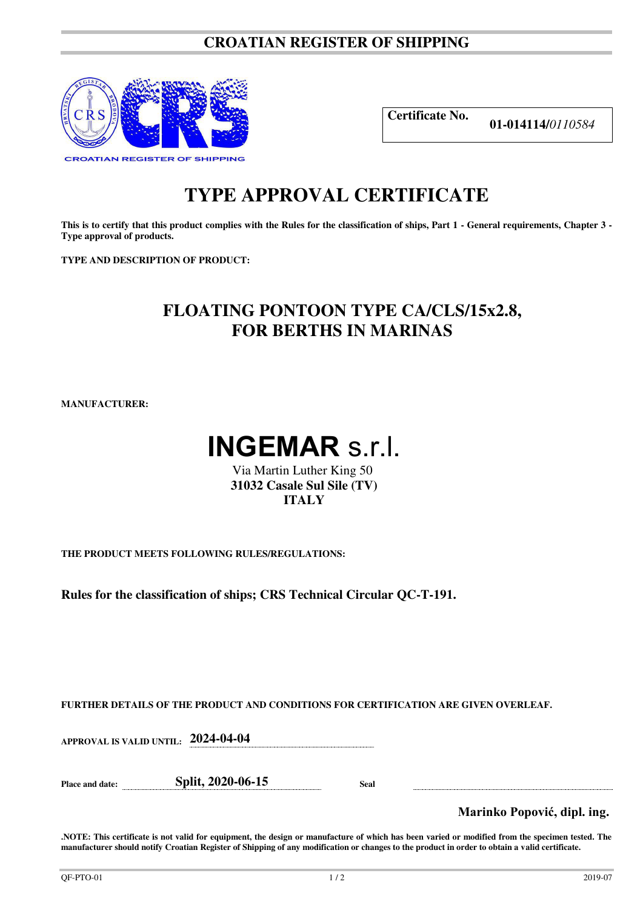# CROATIAN REGISTER OF SHIPPING

CROATIAN REGISTER OF SHIPPING

| **Certificate No.** | **01-014114/***0110584* |
|---|---|

# TYPE APPROVAL CERTIFICATE

**This is to certify that this product complies with the Rules for the classification of ships, Part 1 - General requirements, Chapter 3 - Type approval of products.**

**TYPE AND DESCRIPTION OF PRODUCT:**

## FLOATING PONTOON TYPE CA/CLS/15x2.8, FOR BERTHS IN MARINAS

**MANUFACTURER:**

**INGEMAR** s.r.l.

Via Martin Luther King 50
**31032 Casale Sul Sile (TV)**
**ITALY**

**THE PRODUCT MEETS FOLLOWING RULES/REGULATIONS:**

**Rules for the classification of ships; CRS Technical Circular QC-T-191.**

**FURTHER DETAILS OF THE PRODUCT AND CONDITIONS FOR CERTIFICATION ARE GIVEN OVERLEAF.**

**APPROVAL IS VALID UNTIL:** **2024-04-04**

**Place and date:** **Split, 2020-06-15** **Seal**

**Marinko Popović, dipl. ing.**

**.NOTE: This certificate is not valid for equipment, the design or manufacture of which has been varied or modified from the specimen tested. The manufacturer should notify Croatian Register of Shipping of any modification or changes to the product in order to obtain a valid certificate.**

QF-PTO-01 2019-07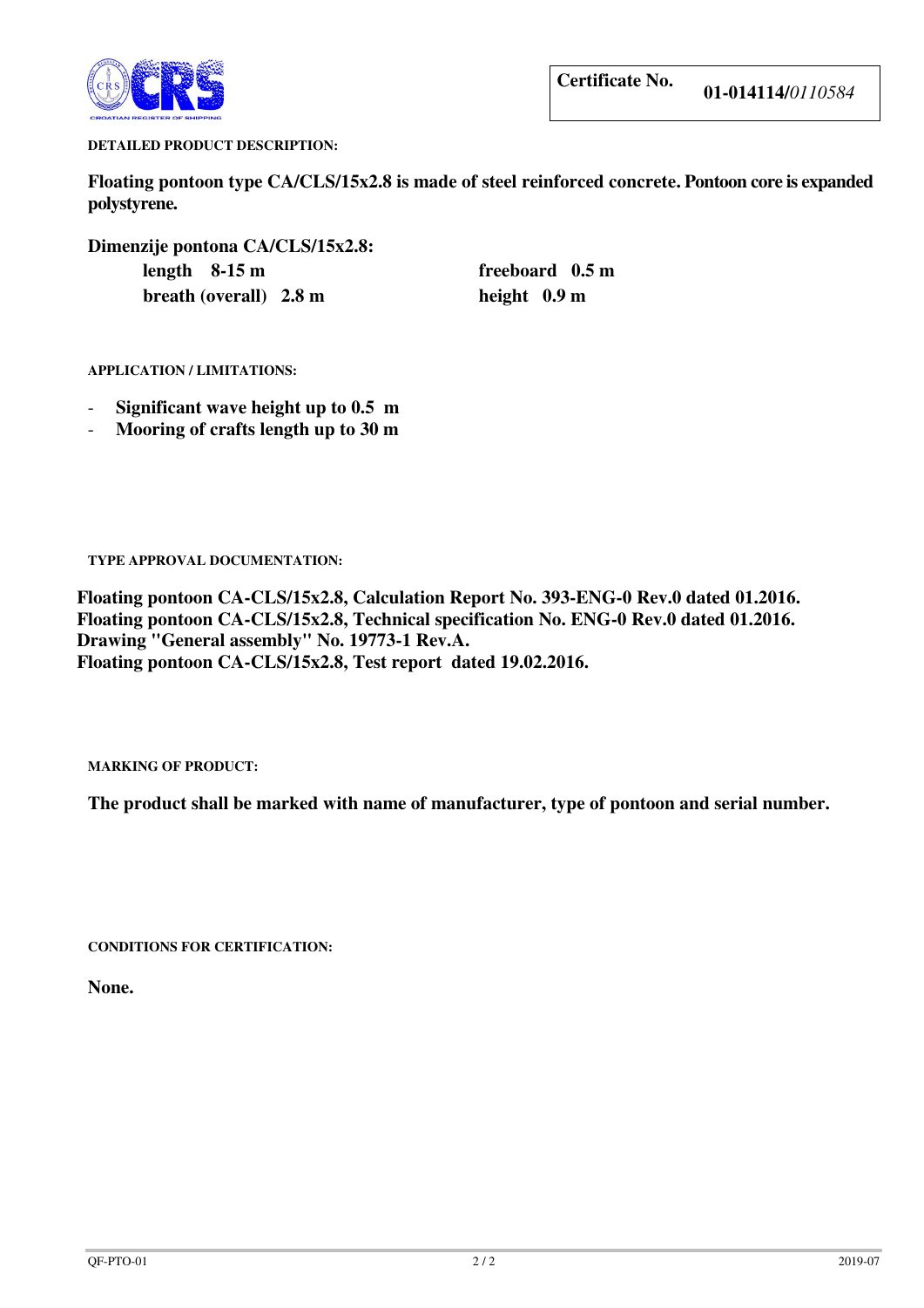**Certificate No.** **01-014114/***0110584*

DETAILED PRODUCT DESCRIPTION:

**Floating pontoon type CA/CLS/15x2.8 is made of steel reinforced concrete. Pontoon core is expanded polystyrene.**

**Dimenzije pontona CA/CLS/15x2.8:**

| | |
|---|---|
| **length 8-15 m** | **freeboard 0.5 m** |
| **breath (overall) 2.8 m** | **height 0.9 m** |

APPLICATION / LIMITATIONS:

- **Significant wave height up to 0.5 m**
- **Mooring of crafts length up to 30 m**

TYPE APPROVAL DOCUMENTATION:

**Floating pontoon CA-CLS/15x2.8, Calculation Report No. 393-ENG-0 Rev.0 dated 01.2016.**
**Floating pontoon CA-CLS/15x2.8, Technical specification No. ENG-0 Rev.0 dated 01.2016.**
**Drawing "General assembly" No. 19773-1 Rev.A.**
**Floating pontoon CA-CLS/15x2.8, Test report dated 19.02.2016.**

MARKING OF PRODUCT:

**The product shall be marked with name of manufacturer, type of pontoon and serial number.**

CONDITIONS FOR CERTIFICATION:

**None.**